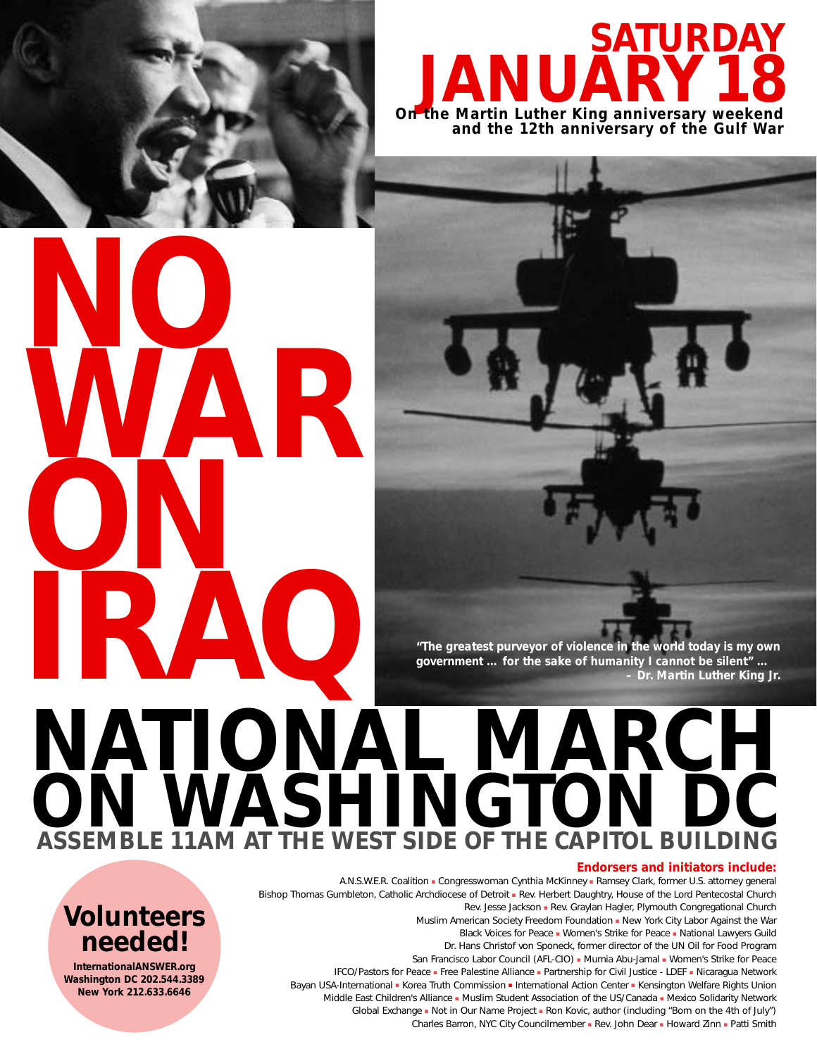# SATURDAY JANUARY 18

**On the Martin Luther King anniversary weekend and the 12th anniversary of the Gulf War**

# NO WAR ON IRAQ

***"The greatest purveyor of violence in the world today is my own government … for the sake of humanity I cannot be silent" …***
***– Dr. Martin Luther King Jr.***

# NATIONAL MARCH ON WASHINGTON DC

## ASSEMBLE 11AM AT THE WEST SIDE OF THE CAPITOL BUILDING

**Endorsers and initiators include:**

A.N.S.W.E.R. Coalition ▪ Congresswoman Cynthia McKinney ▪ Ramsey Clark, former U.S. attorney general
Bishop Thomas Gumbleton, Catholic Archdiocese of Detroit ▪ Rev. Herbert Daughtry, House of the Lord Pentecostal Church
Rev. Jesse Jackson ▪ Rev. Graylan Hagler, Plymouth Congregational Church
Muslim American Society Freedom Foundation ▪ New York City Labor Against the War
Black Voices for Peace ▪ Women's Strike for Peace ▪ National Lawyers Guild
Dr. Hans Christof von Sponeck, former director of the UN Oil for Food Program
San Francisco Labor Council (AFL-CIO) ▪ Mumia Abu-Jamal ▪ Women's Strike for Peace
IFCO/Pastors for Peace ▪ Free Palestine Alliance ▪ Partnership for Civil Justice - LDEF ▪ Nicaragua Network
Bayan USA-International ▪ Korea Truth Commission ▪ International Action Center ▪ Kensington Welfare Rights Union
Middle East Children's Alliance ▪ Muslim Student Association of the US/Canada ▪ Mexico Solidarity Network
Global Exchange ▪ Not in Our Name Project ▪ Ron Kovic, author (including "Born on the 4th of July")
Charles Barron, NYC City Councilmember ▪ Rev. John Dear ▪ Howard Zinn ▪ Patti Smith

**Volunteers needed!**

**InternationalANSWER.org**
**Washington DC 202.544.3389**
**New York 212.633.6646**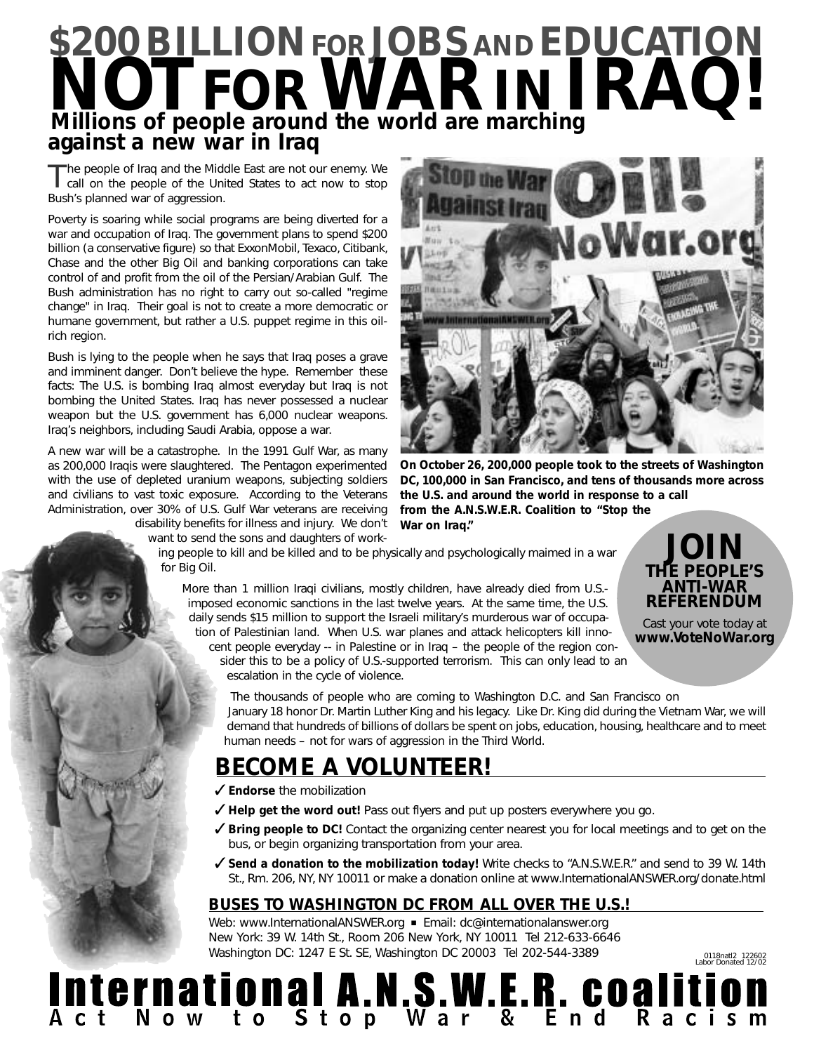# $200 BILLION FOR JOBS AND EDUCATION NOT FOR WAR IN IRAQ!

## Millions of people around the world are marching against a new war in Iraq

The people of Iraq and the Middle East are not our enemy. We call on the people of the United States to act now to stop Bush's planned war of aggression.

Poverty is soaring while social programs are being diverted for a war and occupation of Iraq. The government plans to spend $200 billion (a conservative figure) so that ExxonMobil, Texaco, Citibank, Chase and the other Big Oil and banking corporations can take control of and profit from the oil of the Persian/Arabian Gulf. The Bush administration has no right to carry out so-called "regime change" in Iraq. Their goal is not to create a more democratic or humane government, but rather a U.S. puppet regime in this oil-rich region.

Bush is lying to the people when he says that Iraq poses a grave and imminent danger. Don't believe the hype. Remember these facts: The U.S. is bombing Iraq almost everyday but Iraq is not bombing the United States. Iraq has never possessed a nuclear weapon but the U.S. government has 6,000 nuclear weapons. Iraq's neighbors, including Saudi Arabia, oppose a war.

A new war will be a catastrophe. In the 1991 Gulf War, as many as 200,000 Iraqis were slaughtered. The Pentagon experimented with the use of depleted uranium weapons, subjecting soldiers and civilians to vast toxic exposure. According to the Veterans Administration, over 30% of U.S. Gulf War veterans are receiving disability benefits for illness and injury. We don't want to send the sons and daughters of working people to kill and be killed and to be physically and psychologically maimed in a war for Big Oil.

**On October 26, 200,000 people took to the streets of Washington DC, 100,000 in San Francisco, and tens of thousands more across the U.S. and around the world in response to a call from the A.N.S.W.E.R. Coalition to "Stop the War on Iraq."**

More than 1 million Iraqi civilians, mostly children, have already died from U.S.-imposed economic sanctions in the last twelve years. At the same time, the U.S. daily sends $15 million to support the Israeli military's murderous war of occupation of Palestinian land. When U.S. war planes and attack helicopters kill innocent people everyday -- in Palestine or in Iraq – the people of the region consider this to be a policy of U.S.-supported terrorism. This can only lead to an escalation in the cycle of violence.

**JOIN THE PEOPLE'S ANTI-WAR REFERENDUM**

Cast your vote today at **www.VoteNoWar.org**

The thousands of people who are coming to Washington D.C. and San Francisco on January 18 honor Dr. Martin Luther King and his legacy. Like Dr. King did during the Vietnam War, we will demand that hundreds of billions of dollars be spent on jobs, education, housing, healthcare and to meet human needs – not for wars of aggression in the Third World.

## BECOME A VOLUNTEER!

- ✓ **Endorse** the mobilization
- ✓ **Help get the word out!** Pass out flyers and put up posters everywhere you go.
- ✓ **Bring people to DC!** Contact the organizing center nearest you for local meetings and to get on the bus, or begin organizing transportation from your area.
- ✓ **Send a donation to the mobilization today!** Write checks to "A.N.S.W.E.R." and send to 39 W. 14th St., Rm. 206, NY, NY 10011 or make a donation online at www.InternationalANSWER.org/donate.html

### BUSES TO WASHINGTON DC FROM ALL OVER THE U.S.!

Web: www.InternationalANSWER.org ▪ Email: dc@internationalanswer.org
New York: 39 W. 14th St., Room 206 New York, NY 10011 Tel 212-633-6646
Washington DC: 1247 E St. SE, Washington DC 20003 Tel 202-544-3389

0118natl2 122602
Labor Donated 12/02

# International A.N.S.W.E.R. coalition

Act Now to Stop War & End Racism